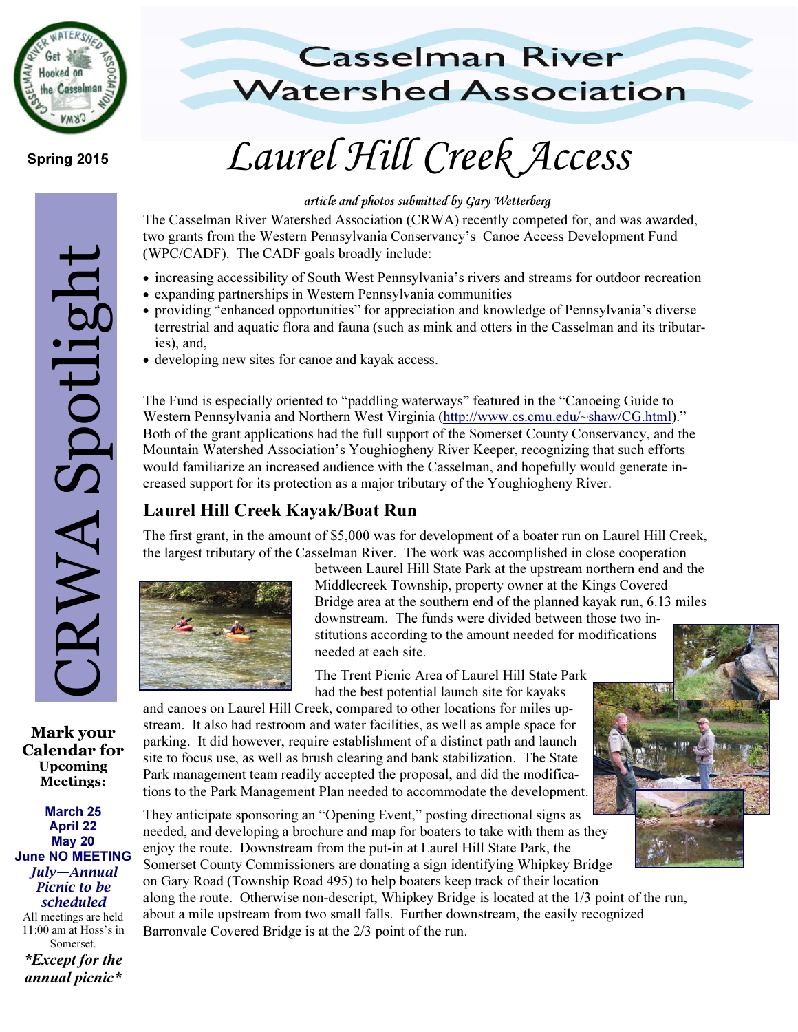# Casselman River Watershed Association

Spring 2015

CRWA Spotlight

## Laurel Hill Creek Access

*article and photos submitted by Gary Wetterberg*

The Casselman River Watershed Association (CRWA) recently competed for, and was awarded, two grants from the Western Pennsylvania Conservancy's Canoe Access Development Fund (WPC/CADF). The CADF goals broadly include:

- increasing accessibility of South West Pennsylvania's rivers and streams for outdoor recreation
- expanding partnerships in Western Pennsylvania communities
- providing "enhanced opportunities" for appreciation and knowledge of Pennsylvania's diverse terrestrial and aquatic flora and fauna (such as mink and otters in the Casselman and its tributaries), and,
- developing new sites for canoe and kayak access.

The Fund is especially oriented to "paddling waterways" featured in the "Canoeing Guide to Western Pennsylvania and Northern West Virginia (http://www.cs.cmu.edu/~shaw/CG.html)." Both of the grant applications had the full support of the Somerset County Conservancy, and the Mountain Watershed Association's Youghiogheny River Keeper, recognizing that such efforts would familiarize an increased audience with the Casselman, and hopefully would generate increased support for its protection as a major tributary of the Youghiogheny River.

### Laurel Hill Creek Kayak/Boat Run

The first grant, in the amount of $5,000 was for development of a boater run on Laurel Hill Creek, the largest tributary of the Casselman River. The work was accomplished in close cooperation between Laurel Hill State Park at the upstream northern end and the Middlecreek Township, property owner at the Kings Covered Bridge area at the southern end of the planned kayak run, 6.13 miles downstream. The funds were divided between those two institutions according to the amount needed for modifications needed at each site.

The Trent Picnic Area of Laurel Hill State Park had the best potential launch site for kayaks and canoes on Laurel Hill Creek, compared to other locations for miles upstream. It also had restroom and water facilities, as well as ample space for parking. It did however, require establishment of a distinct path and launch site to focus use, as well as brush clearing and bank stabilization. The State Park management team readily accepted the proposal, and did the modifications to the Park Management Plan needed to accommodate the development.

They anticipate sponsoring an "Opening Event," posting directional signs as needed, and developing a brochure and map for boaters to take with them as they enjoy the route. Downstream from the put-in at Laurel Hill State Park, the Somerset County Commissioners are donating a sign identifying Whipkey Bridge on Gary Road (Township Road 495) to help boaters keep track of their location along the route. Otherwise non-descript, Whipkey Bridge is located at the 1/3 point of the run, about a mile upstream from two small falls. Further downstream, the easily recognized Barronvale Covered Bridge is at the 2/3 point of the run.

**Mark your Calendar for Upcoming Meetings:**

**March 25**
**April 22**
**May 20**
**June NO MEETING**
***July—Annual Picnic to be scheduled***

All meetings are held 11:00 am at Hoss's in Somerset.

***\*Except for the annual picnic\****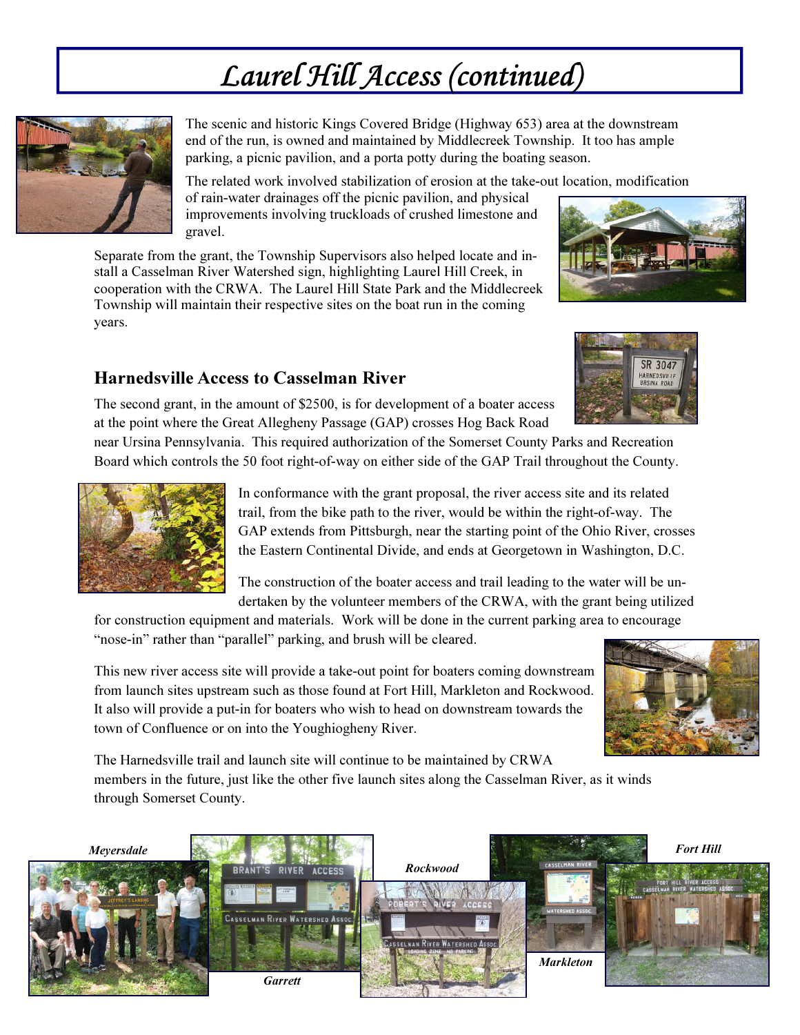# Laurel Hill Access (continued)

The scenic and historic Kings Covered Bridge (Highway 653) area at the downstream end of the run, is owned and maintained by Middlecreek Township. It too has ample parking, a picnic pavilion, and a porta potty during the boating season.

The related work involved stabilization of erosion at the take-out location, modification of rain-water drainages off the picnic pavilion, and physical improvements involving truckloads of crushed limestone and gravel.

Separate from the grant, the Township Supervisors also helped locate and install a Casselman River Watershed sign, highlighting Laurel Hill Creek, in cooperation with the CRWA. The Laurel Hill State Park and the Middlecreek Township will maintain their respective sites on the boat run in the coming years.

## Harnedsville Access to Casselman River

The second grant, in the amount of $2500, is for development of a boater access at the point where the Great Allegheny Passage (GAP) crosses Hog Back Road near Ursina Pennsylvania. This required authorization of the Somerset County Parks and Recreation Board which controls the 50 foot right-of-way on either side of the GAP Trail throughout the County.

In conformance with the grant proposal, the river access site and its related trail, from the bike path to the river, would be within the right-of-way. The GAP extends from Pittsburgh, near the starting point of the Ohio River, crosses the Eastern Continental Divide, and ends at Georgetown in Washington, D.C.

The construction of the boater access and trail leading to the water will be undertaken by the volunteer members of the CRWA, with the grant being utilized for construction equipment and materials. Work will be done in the current parking area to encourage "nose-in" rather than "parallel" parking, and brush will be cleared.

This new river access site will provide a take-out point for boaters coming downstream from launch sites upstream such as those found at Fort Hill, Markleton and Rockwood. It also will provide a put-in for boaters who wish to head on downstream towards the town of Confluence or on into the Youghiogheny River.

The Harnedsville trail and launch site will continue to be maintained by CRWA members in the future, just like the other five launch sites along the Casselman River, as it winds through Somerset County.

*Meyersdale*

*Garrett*

*Rockwood*

*Markleton*

*Fort Hill*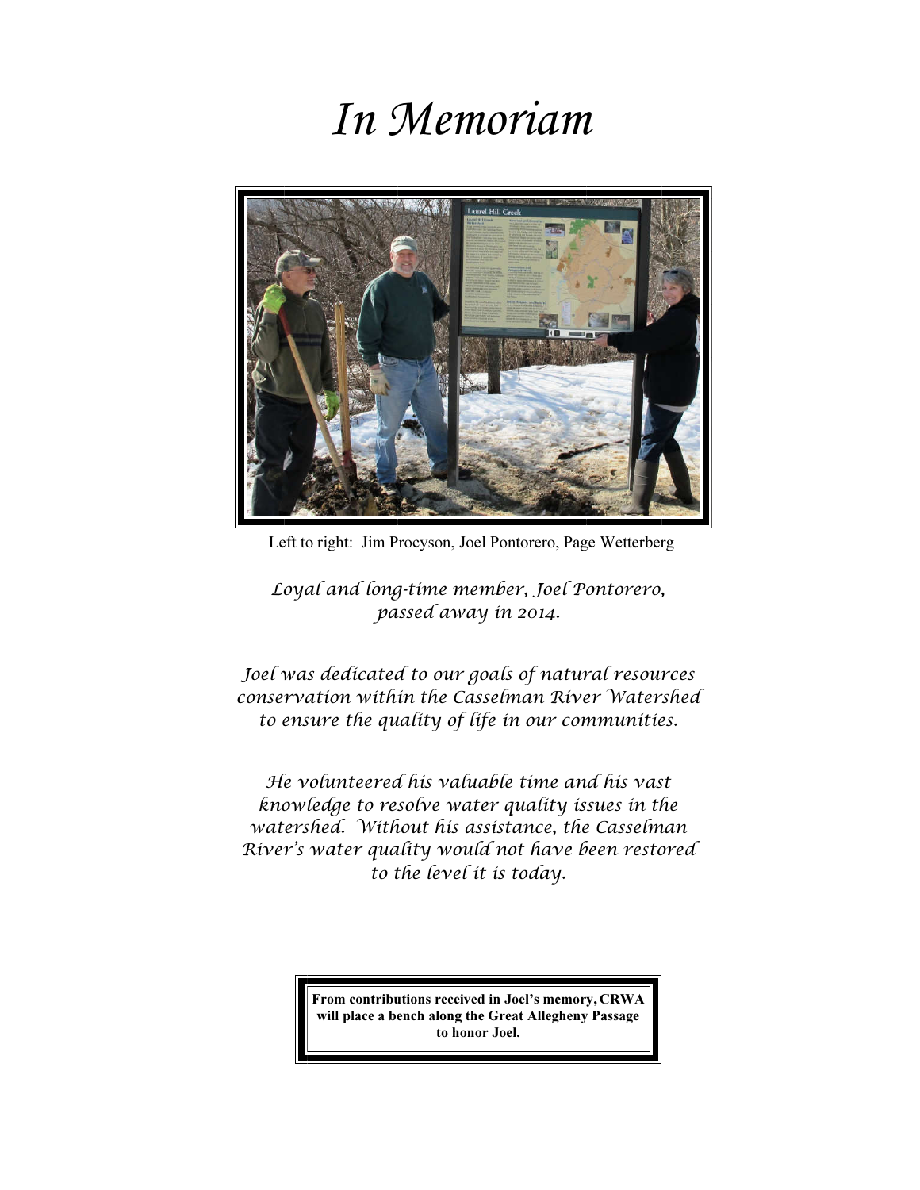# *In Memoriam*

Left to right: Jim Procyson, Joel Pontorero, Page Wetterberg

*Loyal and long-time member, Joel Pontorero, passed away in 2014.*

*Joel was dedicated to our goals of natural resources conservation within the Casselman River Watershed to ensure the quality of life in our communities.*

*He volunteered his valuable time and his vast knowledge to resolve water quality issues in the watershed. Without his assistance, the Casselman River's water quality would not have been restored to the level it is today.*

**From contributions received in Joel's memory, CRWA will place a bench along the Great Allegheny Passage to honor Joel.**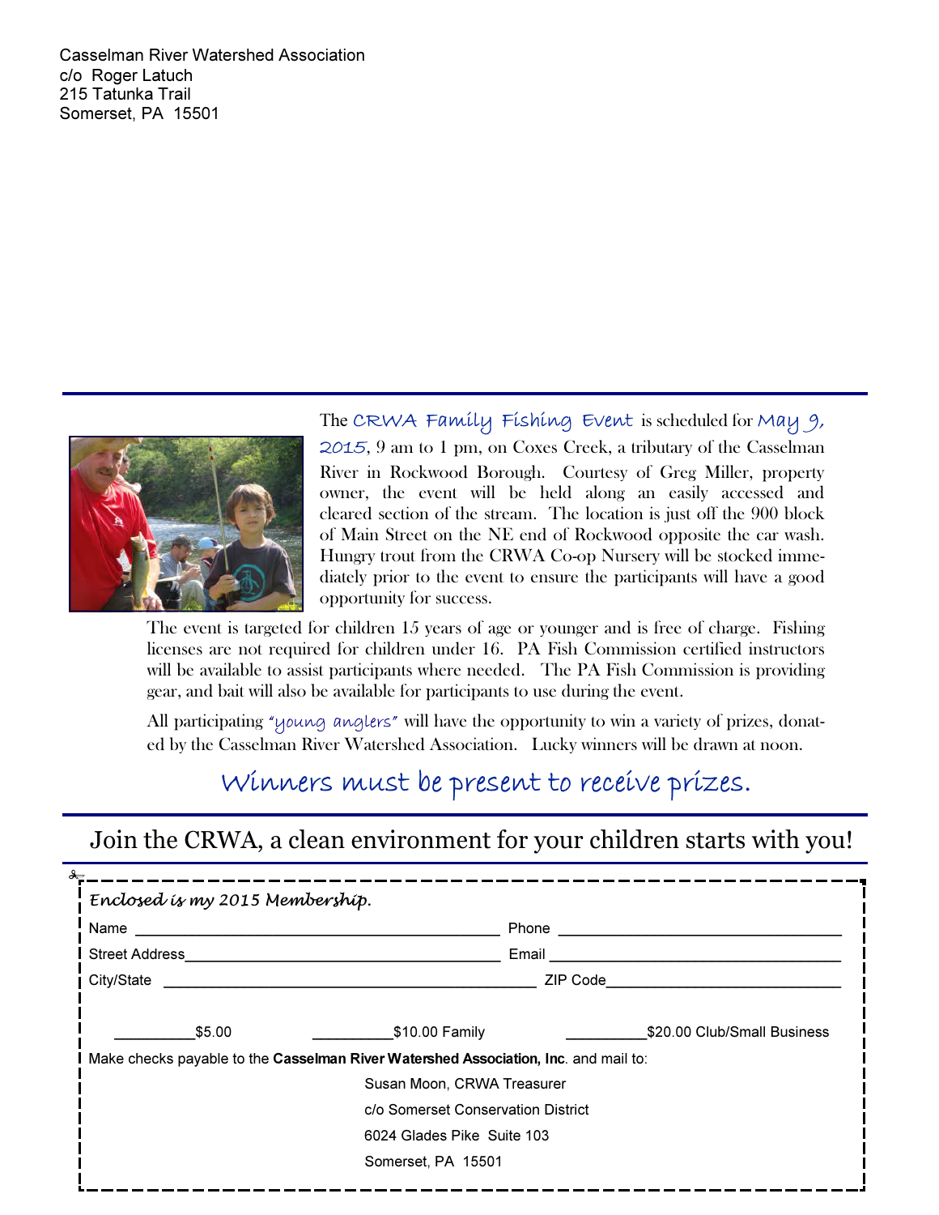Casselman River Watershed Association
c/o Roger Latuch
215 Tatunka Trail
Somerset, PA 15501

The *CRWA Family Fishing Event* is scheduled for *May 9, 2015*, 9 am to 1 pm, on Coxes Creek, a tributary of the Casselman River in Rockwood Borough. Courtesy of Greg Miller, property owner, the event will be held along an easily accessed and cleared section of the stream. The location is just off the 900 block of Main Street on the NE end of Rockwood opposite the car wash. Hungry trout from the CRWA Co-op Nursery will be stocked immediately prior to the event to ensure the participants will have a good opportunity for success.

The event is targeted for children 15 years of age or younger and is free of charge. Fishing licenses are not required for children under 16. PA Fish Commission certified instructors will be available to assist participants where needed. The PA Fish Commission is providing gear, and bait will also be available for participants to use during the event.

All participating *"young anglers"* will have the opportunity to win a variety of prizes, donated by the Casselman River Watershed Association. Lucky winners will be drawn at noon.

## *Winners must be present to receive prizes.*

## Join the CRWA, a clean environment for your children starts with you!

*Enclosed is my 2015 Membership.*

Name ____________________ Phone ____________________

Street Address ____________________ Email ____________________

City/State ____________________ ZIP Code ____________________

__________$5.00 __________$10.00 Family __________$20.00 Club/Small Business

Make checks payable to the **Casselman River Watershed Association, Inc**. and mail to:

Susan Moon, CRWA Treasurer
c/o Somerset Conservation District
6024 Glades Pike Suite 103
Somerset, PA 15501